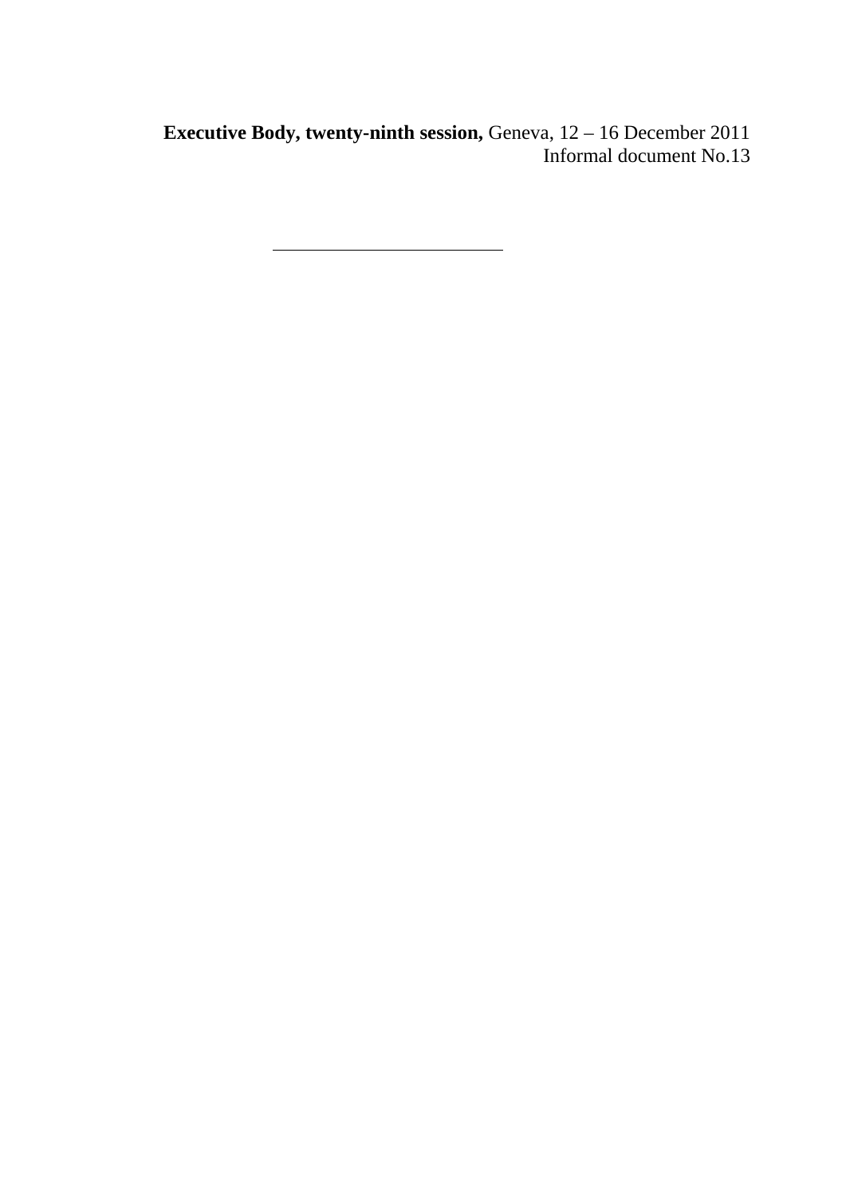**Executive Body, twenty-ninth session,** Geneva, 12 – 16 December 2011

Informal document No.13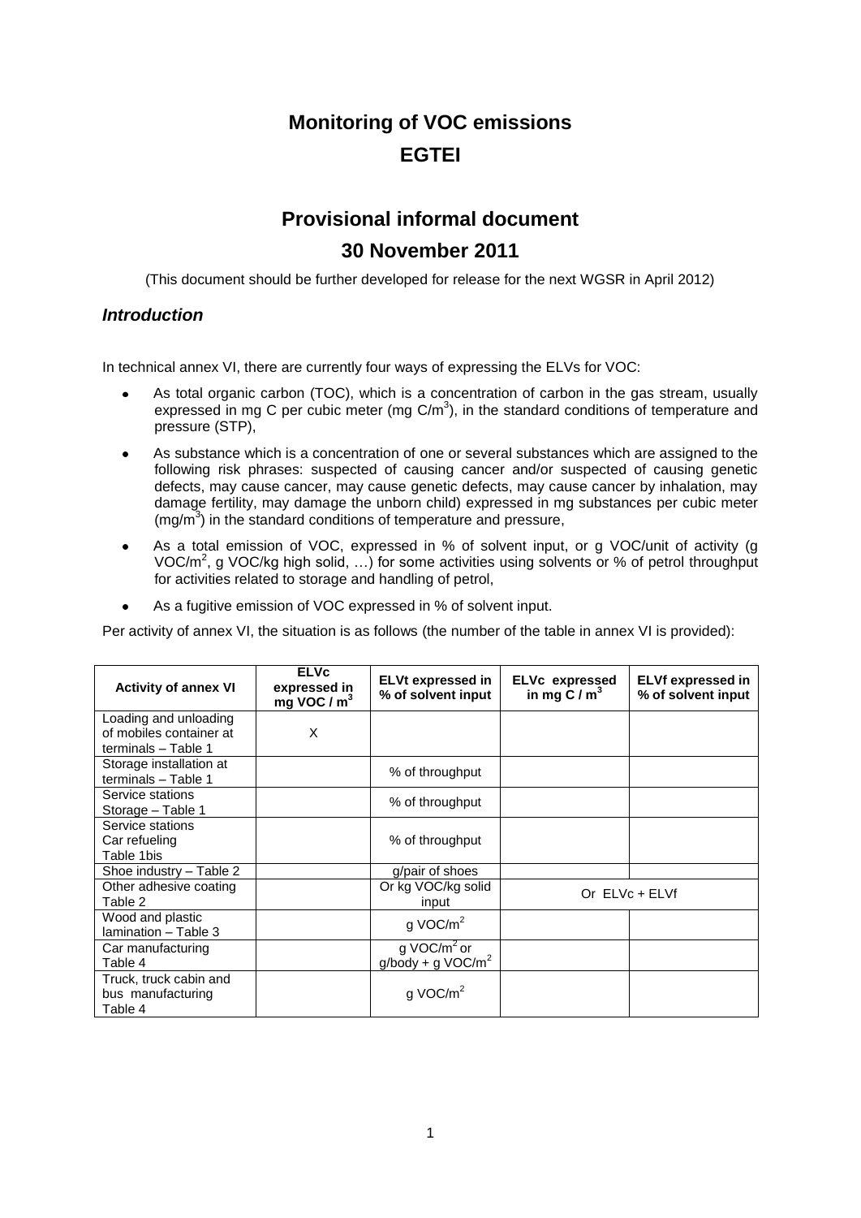# Monitoring of VOC emissions

# EGTEI

## Provisional informal document

## 30 November 2011

(This document should be further developed for release for the next WGSR in April 2012)

### *Introduction*

In technical annex VI, there are currently four ways of expressing the ELVs for VOC:

- As total organic carbon (TOC), which is a concentration of carbon in the gas stream, usually expressed in mg C per cubic meter (mg C/m$^3$), in the standard conditions of temperature and pressure (STP),
- As substance which is a concentration of one or several substances which are assigned to the following risk phrases: suspected of causing cancer and/or suspected of causing genetic defects, may cause cancer, may cause genetic defects, may cause cancer by inhalation, may damage fertility, may damage the unborn child) expressed in mg substances per cubic meter (mg/m$^3$) in the standard conditions of temperature and pressure,
- As a total emission of VOC, expressed in % of solvent input, or g VOC/unit of activity (g VOC/m$^2$, g VOC/kg high solid, …) for some activities using solvents or % of petrol throughput for activities related to storage and handling of petrol,
- As a fugitive emission of VOC expressed in % of solvent input.

Per activity of annex VI, the situation is as follows (the number of the table in annex VI is provided):

| Activity of annex VI | ELVc expressed in mg VOC / m$^3$ | ELVt expressed in % of solvent input | ELVc expressed in mg C / m$^3$ | ELVf expressed in % of solvent input |
|---|---|---|---|---|
| Loading and unloading of mobiles container at terminals – Table 1 | X | | | |
| Storage installation at terminals – Table 1 | | % of throughput | | |
| Service stations Storage – Table 1 | | % of throughput | | |
| Service stations Car refueling Table 1bis | | % of throughput | | |
| Shoe industry – Table 2 | | g/pair of shoes | | |
| Other adhesive coating Table 2 | | Or kg VOC/kg solid input | Or ELVc + ELVf | |
| Wood and plastic lamination – Table 3 | | g VOC/m$^2$ | | |
| Car manufacturing Table 4 | | g VOC/m$^2$ or g/body + g VOC/m$^2$ | | |
| Truck, truck cabin and bus manufacturing Table 4 | | g VOC/m$^2$ | | |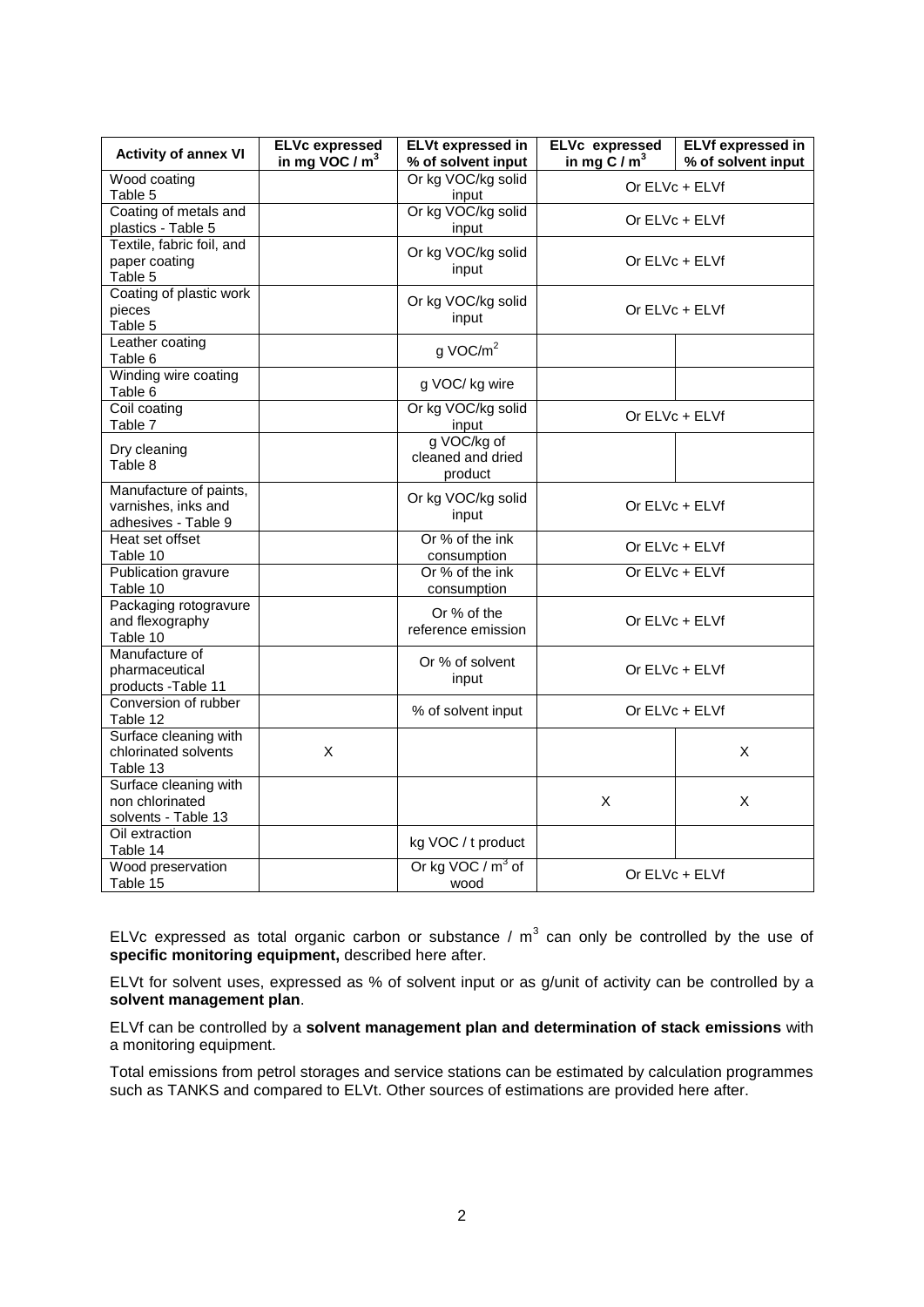| Activity of annex VI | ELVc expressed in mg VOC / m$^3$ | ELVt expressed in % of solvent input | ELVc expressed in mg C / m$^3$ | ELVf expressed in % of solvent input |
|---|---|---|---|---|
| Wood coating Table 5 | | Or kg VOC/kg solid input | Or ELVc + ELVf | |
| Coating of metals and plastics - Table 5 | | Or kg VOC/kg solid input | Or ELVc + ELVf | |
| Textile, fabric foil, and paper coating Table 5 | | Or kg VOC/kg solid input | Or ELVc + ELVf | |
| Coating of plastic work pieces Table 5 | | Or kg VOC/kg solid input | Or ELVc + ELVf | |
| Leather coating Table 6 | | g VOC/m$^2$ | | |
| Winding wire coating Table 6 | | g VOC/ kg wire | | |
| Coil coating Table 7 | | Or kg VOC/kg solid input | Or ELVc + ELVf | |
| Dry cleaning Table 8 | | g VOC/kg of cleaned and dried product | | |
| Manufacture of paints, varnishes, inks and adhesives - Table 9 | | Or kg VOC/kg solid input | Or ELVc + ELVf | |
| Heat set offset Table 10 | | Or % of the ink consumption | Or ELVc + ELVf | |
| Publication gravure Table 10 | | Or % of the ink consumption | Or ELVc + ELVf | |
| Packaging rotogravure and flexography Table 10 | | Or % of the reference emission | Or ELVc + ELVf | |
| Manufacture of pharmaceutical products -Table 11 | | Or % of solvent input | Or ELVc + ELVf | |
| Conversion of rubber Table 12 | | % of solvent input | Or ELVc + ELVf | |
| Surface cleaning with chlorinated solvents Table 13 | X | | | X |
| Surface cleaning with non chlorinated solvents - Table 13 | | | X | X |
| Oil extraction Table 14 | | kg VOC / t product | | |
| Wood preservation Table 15 | | Or kg VOC / m$^3$ of wood | Or ELVc + ELVf | |

ELVc expressed as total organic carbon or substance / m$^3$ can only be controlled by the use of **specific monitoring equipment,** described here after.

ELVt for solvent uses, expressed as % of solvent input or as g/unit of activity can be controlled by a **solvent management plan**.

ELVf can be controlled by a **solvent management plan and determination of stack emissions** with a monitoring equipment.

Total emissions from petrol storages and service stations can be estimated by calculation programmes such as TANKS and compared to ELVt. Other sources of estimations are provided here after.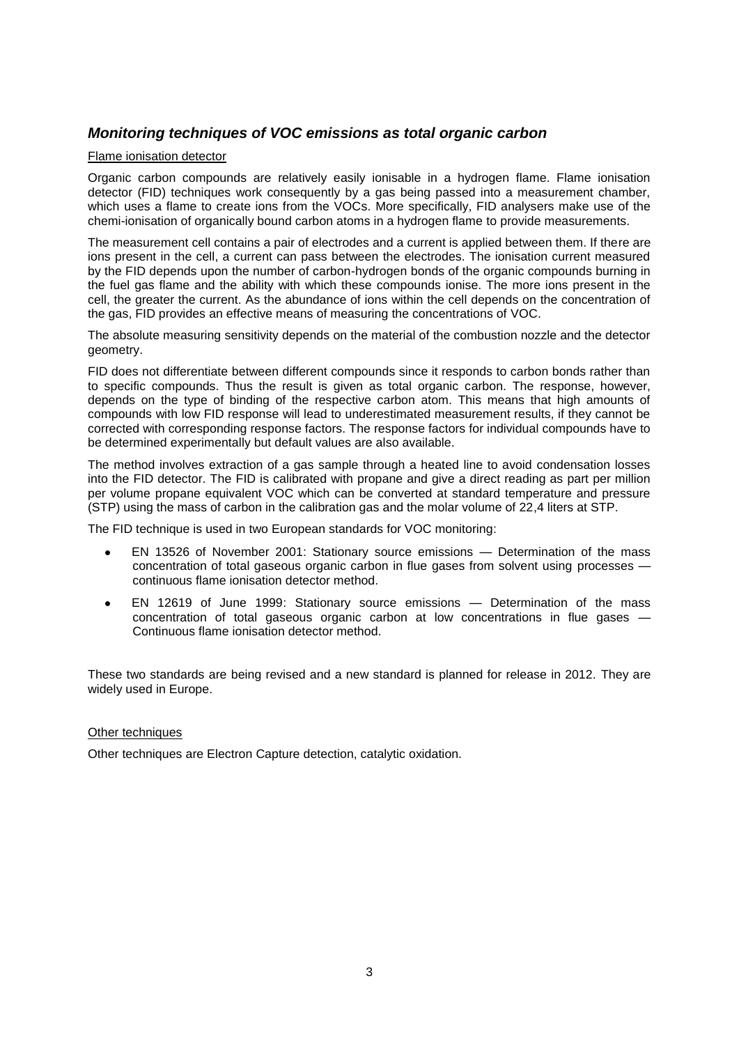## ***Monitoring techniques of VOC emissions as total organic carbon***

Flame ionisation detector

Organic carbon compounds are relatively easily ionisable in a hydrogen flame. Flame ionisation detector (FID) techniques work consequently by a gas being passed into a measurement chamber, which uses a flame to create ions from the VOCs. More specifically, FID analysers make use of the chemi-ionisation of organically bound carbon atoms in a hydrogen flame to provide measurements.

The measurement cell contains a pair of electrodes and a current is applied between them. If there are ions present in the cell, a current can pass between the electrodes. The ionisation current measured by the FID depends upon the number of carbon-hydrogen bonds of the organic compounds burning in the fuel gas flame and the ability with which these compounds ionise. The more ions present in the cell, the greater the current. As the abundance of ions within the cell depends on the concentration of the gas, FID provides an effective means of measuring the concentrations of VOC.

The absolute measuring sensitivity depends on the material of the combustion nozzle and the detector geometry.

FID does not differentiate between different compounds since it responds to carbon bonds rather than to specific compounds. Thus the result is given as total organic carbon. The response, however, depends on the type of binding of the respective carbon atom. This means that high amounts of compounds with low FID response will lead to underestimated measurement results, if they cannot be corrected with corresponding response factors. The response factors for individual compounds have to be determined experimentally but default values are also available.

The method involves extraction of a gas sample through a heated line to avoid condensation losses into the FID detector. The FID is calibrated with propane and give a direct reading as part per million per volume propane equivalent VOC which can be converted at standard temperature and pressure (STP) using the mass of carbon in the calibration gas and the molar volume of 22,4 liters at STP.

The FID technique is used in two European standards for VOC monitoring:

- EN 13526 of November 2001: Stationary source emissions — Determination of the mass concentration of total gaseous organic carbon in flue gases from solvent using processes — continuous flame ionisation detector method.
- EN 12619 of June 1999: Stationary source emissions — Determination of the mass concentration of total gaseous organic carbon at low concentrations in flue gases — Continuous flame ionisation detector method.

These two standards are being revised and a new standard is planned for release in 2012. They are widely used in Europe.

Other techniques

Other techniques are Electron Capture detection, catalytic oxidation.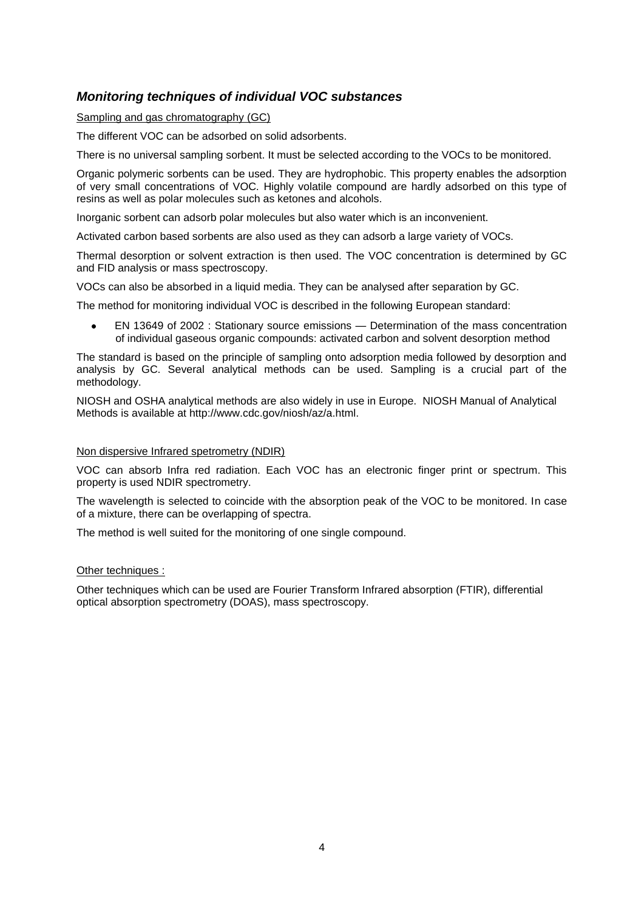## *Monitoring techniques of individual VOC substances*

Sampling and gas chromatography (GC)

The different VOC can be adsorbed on solid adsorbents.

There is no universal sampling sorbent. It must be selected according to the VOCs to be monitored.

Organic polymeric sorbents can be used. They are hydrophobic. This property enables the adsorption of very small concentrations of VOC. Highly volatile compound are hardly adsorbed on this type of resins as well as polar molecules such as ketones and alcohols.

Inorganic sorbent can adsorb polar molecules but also water which is an inconvenient.

Activated carbon based sorbents are also used as they can adsorb a large variety of VOCs.

Thermal desorption or solvent extraction is then used. The VOC concentration is determined by GC and FID analysis or mass spectroscopy.

VOCs can also be absorbed in a liquid media. They can be analysed after separation by GC.

The method for monitoring individual VOC is described in the following European standard:

- EN 13649 of 2002 : Stationary source emissions — Determination of the mass concentration of individual gaseous organic compounds: activated carbon and solvent desorption method

The standard is based on the principle of sampling onto adsorption media followed by desorption and analysis by GC. Several analytical methods can be used. Sampling is a crucial part of the methodology.

NIOSH and OSHA analytical methods are also widely in use in Europe. NIOSH Manual of Analytical Methods is available at http://www.cdc.gov/niosh/az/a.html.

Non dispersive Infrared spetrometry (NDIR)

VOC can absorb Infra red radiation. Each VOC has an electronic finger print or spectrum. This property is used NDIR spectrometry.

The wavelength is selected to coincide with the absorption peak of the VOC to be monitored. In case of a mixture, there can be overlapping of spectra.

The method is well suited for the monitoring of one single compound.

Other techniques :

Other techniques which can be used are Fourier Transform Infrared absorption (FTIR), differential optical absorption spectrometry (DOAS), mass spectroscopy.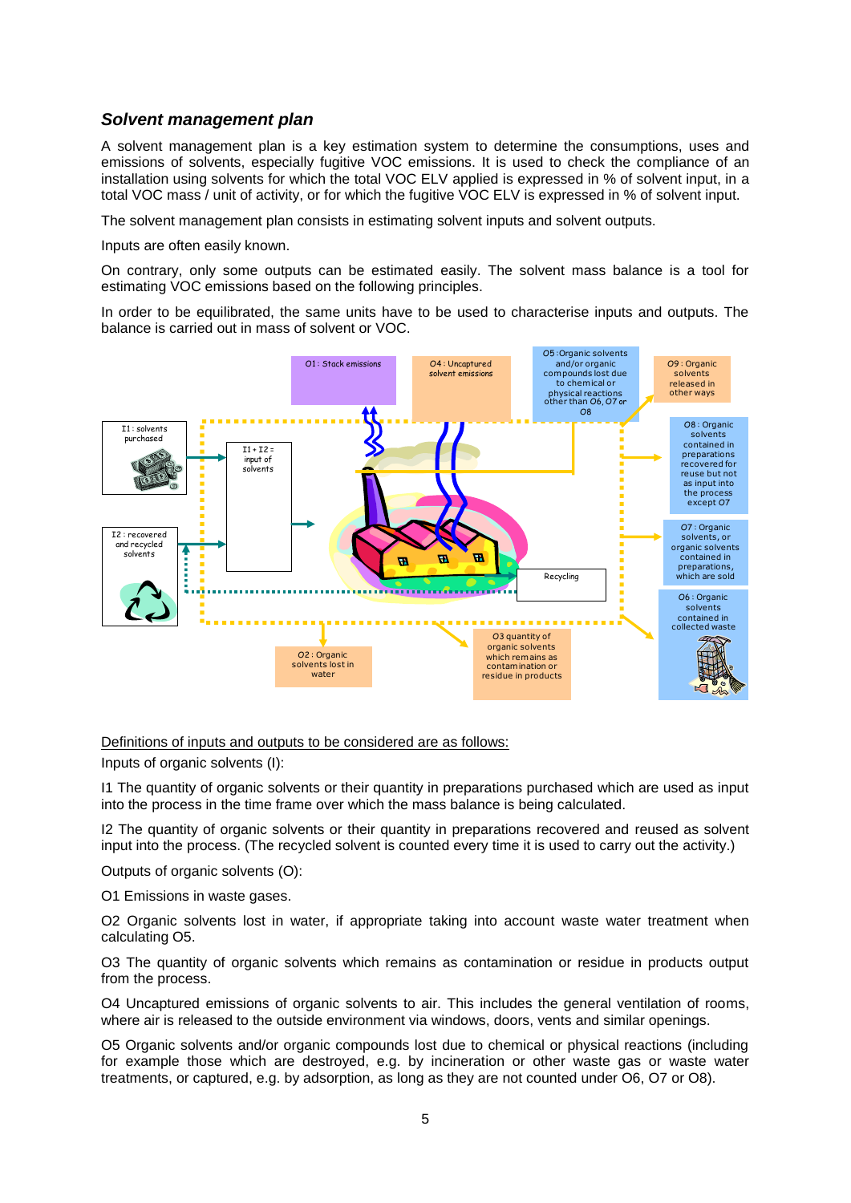### *Solvent management plan*

A solvent management plan is a key estimation system to determine the consumptions, uses and emissions of solvents, especially fugitive VOC emissions. It is used to check the compliance of an installation using solvents for which the total VOC ELV applied is expressed in % of solvent input, in a total VOC mass / unit of activity, or for which the fugitive VOC ELV is expressed in % of solvent input.

The solvent management plan consists in estimating solvent inputs and solvent outputs.

Inputs are often easily known.

On contrary, only some outputs can be estimated easily. The solvent mass balance is a tool for estimating VOC emissions based on the following principles.

In order to be equilibrated, the same units have to be used to characterise inputs and outputs. The balance is carried out in mass of solvent or VOC.

Definitions of inputs and outputs to be considered are as follows:

Inputs of organic solvents (I):

I1 The quantity of organic solvents or their quantity in preparations purchased which are used as input into the process in the time frame over which the mass balance is being calculated.

I2 The quantity of organic solvents or their quantity in preparations recovered and reused as solvent input into the process. (The recycled solvent is counted every time it is used to carry out the activity.)

Outputs of organic solvents (O):

O1 Emissions in waste gases.

O2 Organic solvents lost in water, if appropriate taking into account waste water treatment when calculating O5.

O3 The quantity of organic solvents which remains as contamination or residue in products output from the process.

O4 Uncaptured emissions of organic solvents to air. This includes the general ventilation of rooms, where air is released to the outside environment via windows, doors, vents and similar openings.

O5 Organic solvents and/or organic compounds lost due to chemical or physical reactions (including for example those which are destroyed, e.g. by incineration or other waste gas or waste water treatments, or captured, e.g. by adsorption, as long as they are not counted under O6, O7 or O8).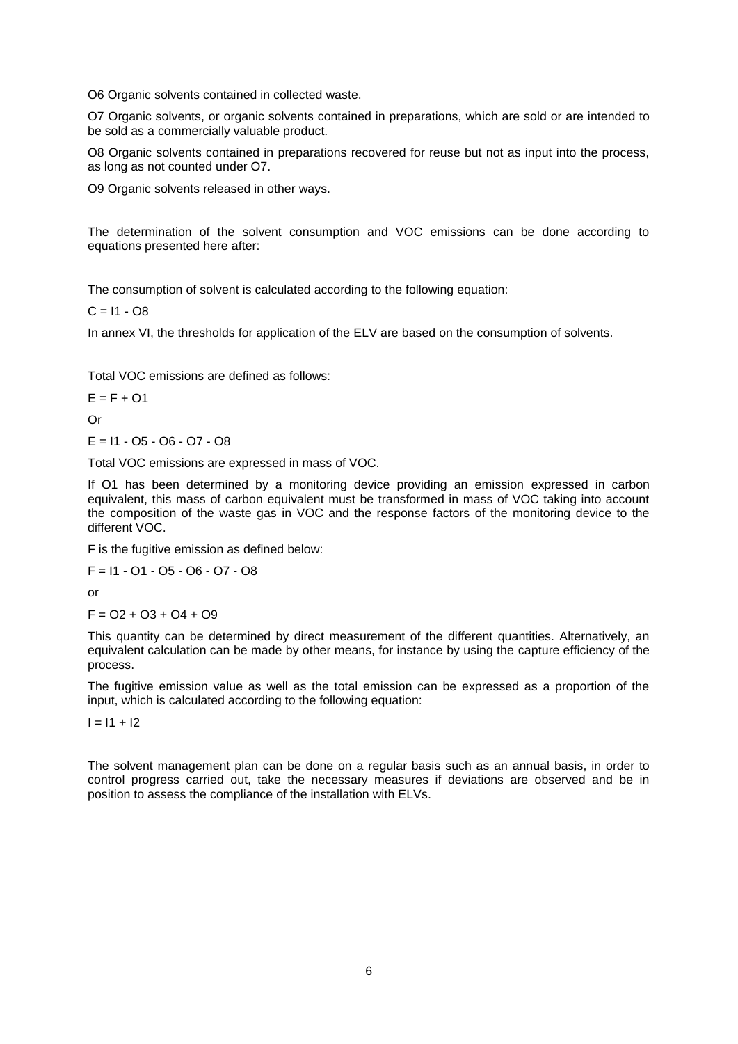O6 Organic solvents contained in collected waste.

O7 Organic solvents, or organic solvents contained in preparations, which are sold or are intended to be sold as a commercially valuable product.

O8 Organic solvents contained in preparations recovered for reuse but not as input into the process, as long as not counted under O7.

O9 Organic solvents released in other ways.

The determination of the solvent consumption and VOC emissions can be done according to equations presented here after:

The consumption of solvent is calculated according to the following equation:

$$C = I1 - O8$$

In annex VI, the thresholds for application of the ELV are based on the consumption of solvents.

Total VOC emissions are defined as follows:

$$E = F + O1$$

Or

$$E = I1 - O5 - O6 - O7 - O8$$

Total VOC emissions are expressed in mass of VOC.

If O1 has been determined by a monitoring device providing an emission expressed in carbon equivalent, this mass of carbon equivalent must be transformed in mass of VOC taking into account the composition of the waste gas in VOC and the response factors of the monitoring device to the different VOC.

F is the fugitive emission as defined below:

$$F = I1 - O1 - O5 - O6 - O7 - O8$$

or

$$F = O2 + O3 + O4 + O9$$

This quantity can be determined by direct measurement of the different quantities. Alternatively, an equivalent calculation can be made by other means, for instance by using the capture efficiency of the process.

The fugitive emission value as well as the total emission can be expressed as a proportion of the input, which is calculated according to the following equation:

$$I = I1 + I2$$

The solvent management plan can be done on a regular basis such as an annual basis, in order to control progress carried out, take the necessary measures if deviations are observed and be in position to assess the compliance of the installation with ELVs.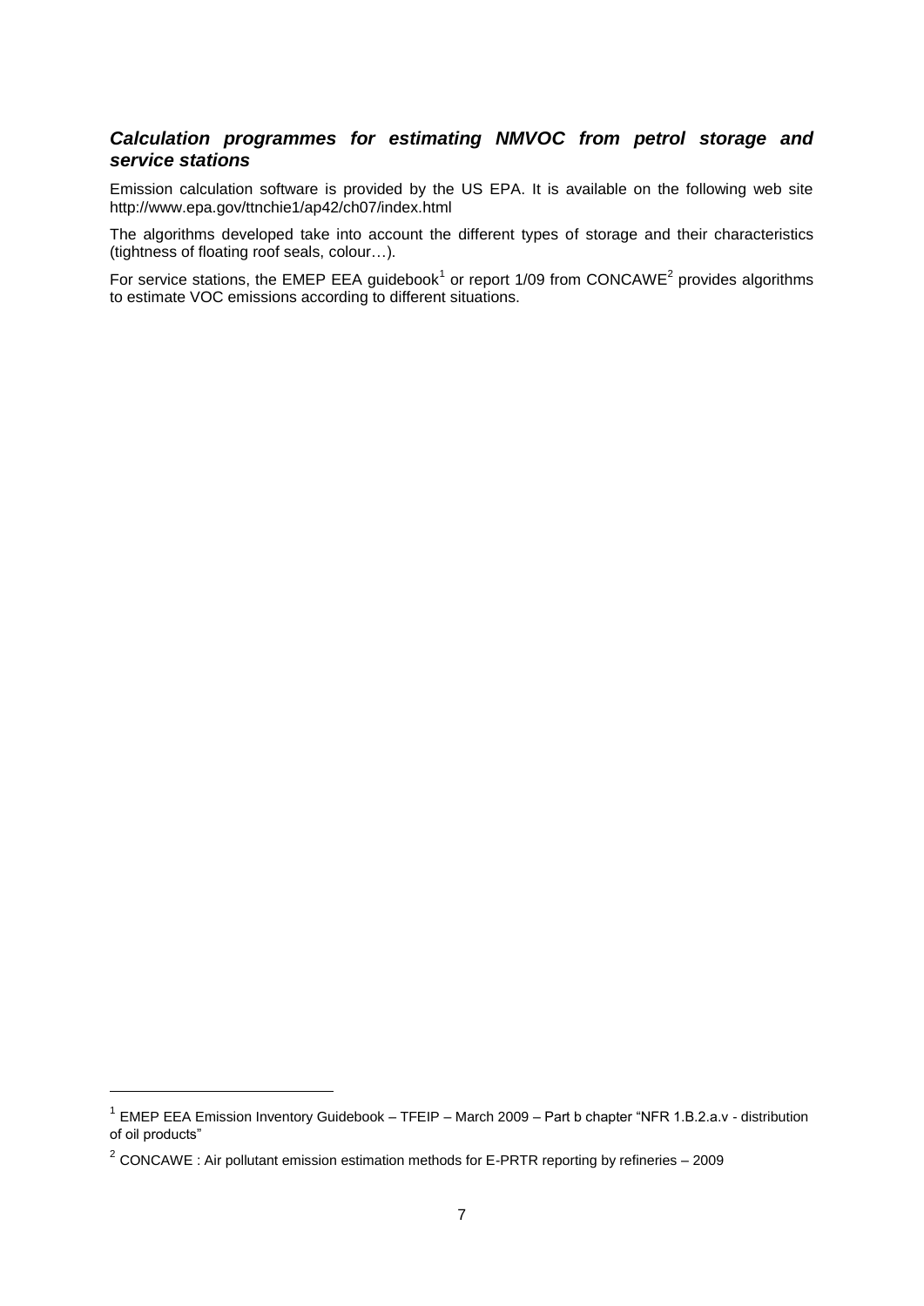### ***Calculation programmes for estimating NMVOC from petrol storage and service stations***

Emission calculation software is provided by the US EPA. It is available on the following web site http://www.epa.gov/ttnchie1/ap42/ch07/index.html

The algorithms developed take into account the different types of storage and their characteristics (tightness of floating roof seals, colour…).

For service stations, the EMEP EEA guidebook[1] or report 1/09 from CONCAWE[2] provides algorithms to estimate VOC emissions according to different situations.

---

[1] EMEP EEA Emission Inventory Guidebook – TFEIP – March 2009 – Part b chapter "NFR 1.B.2.a.v - distribution of oil products"

[2] CONCAWE : Air pollutant emission estimation methods for E-PRTR reporting by refineries – 2009